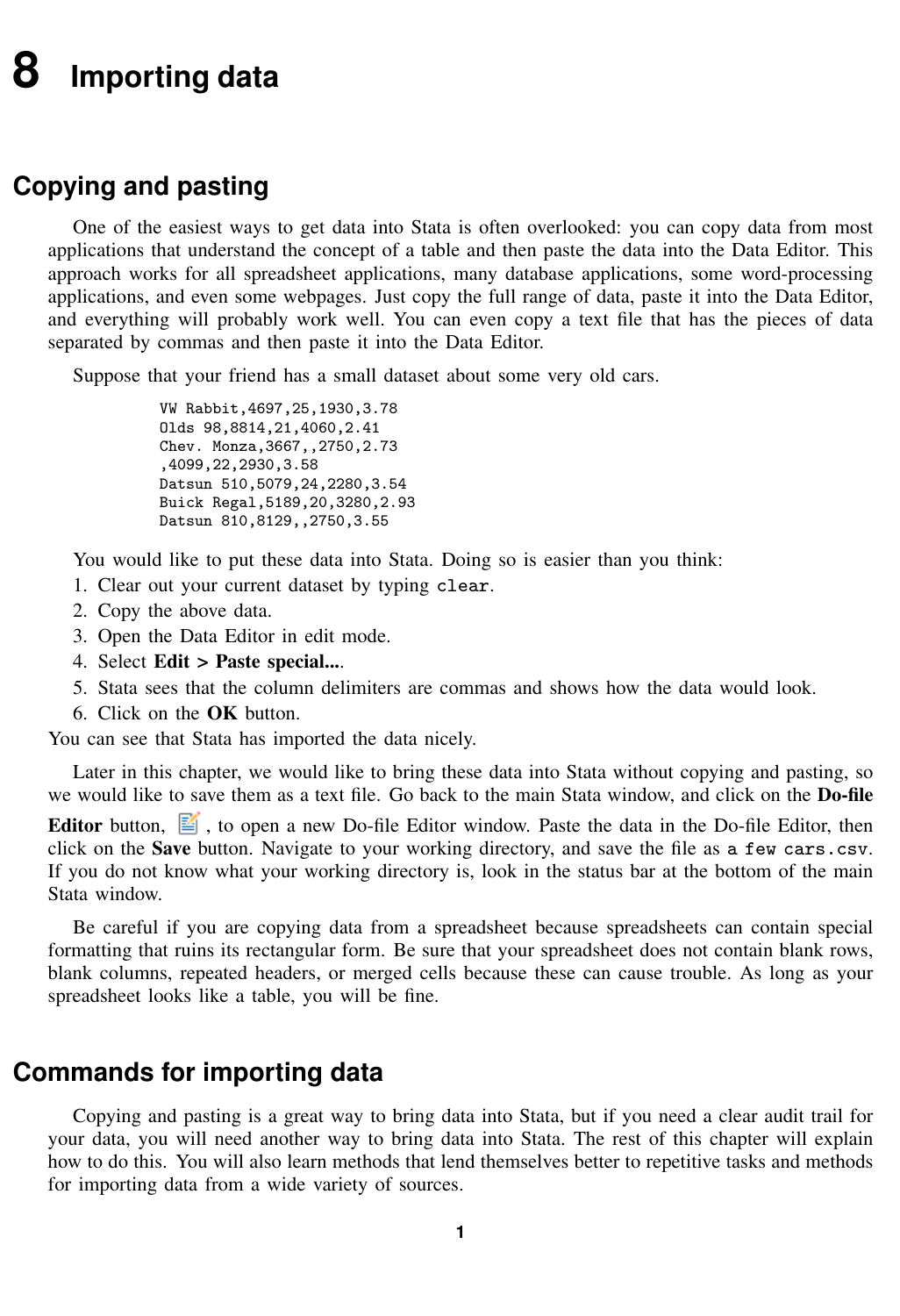# 8 Importing data

## Copying and pasting

One of the easiest ways to get data into Stata is often overlooked: you can copy data from most applications that understand the concept of a table and then paste the data into the Data Editor. This approach works for all spreadsheet applications, many database applications, some word-processing applications, and even some webpages. Just copy the full range of data, paste it into the Data Editor, and everything will probably work well. You can even copy a text file that has the pieces of data separated by commas and then paste it into the Data Editor.

Suppose that your friend has a small dataset about some very old cars.

```
VW Rabbit,4697,25,1930,3.78
Olds 98,8814,21,4060,2.41
Chev. Monza,3667,,2750,2.73
,4099,22,2930,3.58
Datsun 510,5079,24,2280,3.54
Buick Regal,5189,20,3280,2.93
Datsun 810,8129,,2750,3.55
```

You would like to put these data into Stata. Doing so is easier than you think:

1. Clear out your current dataset by typing `clear`.
2. Copy the above data.
3. Open the Data Editor in edit mode.
4. Select **Edit > Paste special...**.
5. Stata sees that the column delimiters are commas and shows how the data would look.
6. Click on the **OK** button.

You can see that Stata has imported the data nicely.

Later in this chapter, we would like to bring these data into Stata without copying and pasting, so we would like to save them as a text file. Go back to the main Stata window, and click on the **Do-file Editor** button, , to open a new Do-file Editor window. Paste the data in the Do-file Editor, then click on the **Save** button. Navigate to your working directory, and save the file as `a few cars.csv`. If you do not know what your working directory is, look in the status bar at the bottom of the main Stata window.

Be careful if you are copying data from a spreadsheet because spreadsheets can contain special formatting that ruins its rectangular form. Be sure that your spreadsheet does not contain blank rows, blank columns, repeated headers, or merged cells because these can cause trouble. As long as your spreadsheet looks like a table, you will be fine.

## Commands for importing data

Copying and pasting is a great way to bring data into Stata, but if you need a clear audit trail for your data, you will need another way to bring data into Stata. The rest of this chapter will explain how to do this. You will also learn methods that lend themselves better to repetitive tasks and methods for importing data from a wide variety of sources.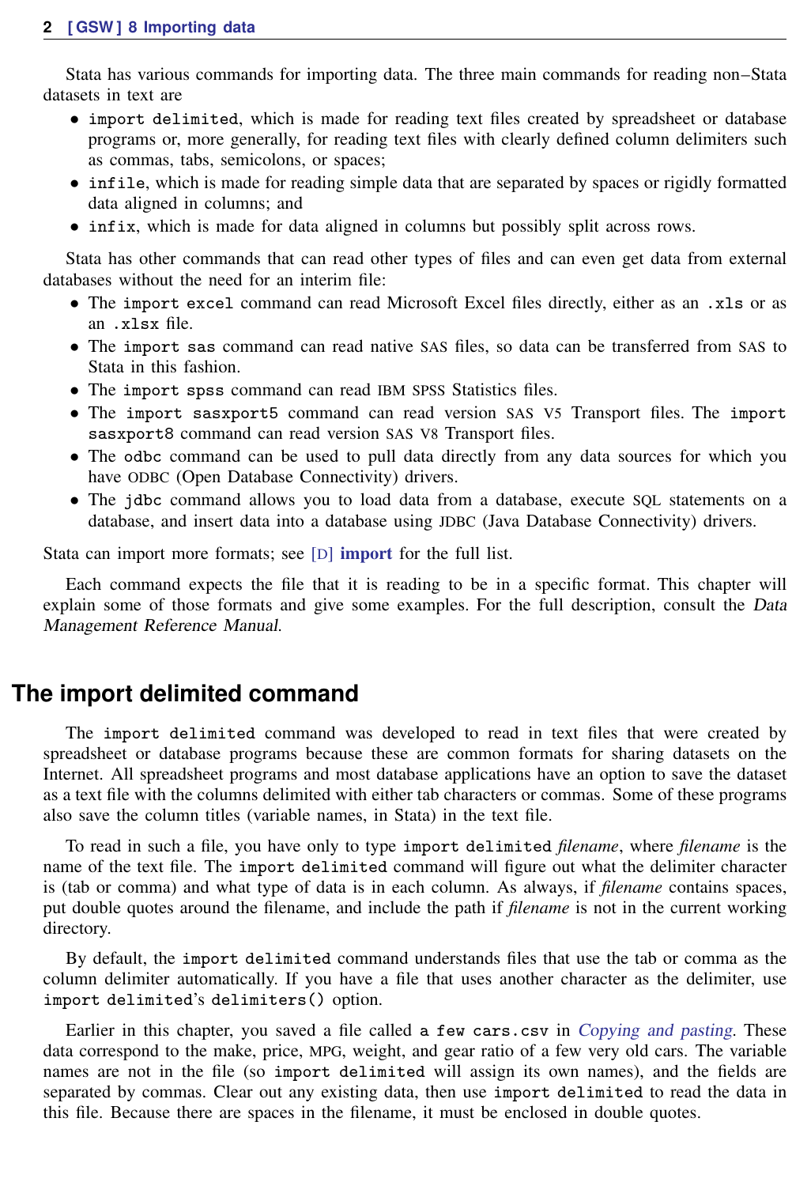Stata has various commands for importing data. The three main commands for reading non–Stata datasets in text are

- `import delimited`, which is made for reading text files created by spreadsheet or database programs or, more generally, for reading text files with clearly defined column delimiters such as commas, tabs, semicolons, or spaces;
- `infile`, which is made for reading simple data that are separated by spaces or rigidly formatted data aligned in columns; and
- `infix`, which is made for data aligned in columns but possibly split across rows.

Stata has other commands that can read other types of files and can even get data from external databases without the need for an interim file:

- The `import excel` command can read Microsoft Excel files directly, either as an `.xls` or as an `.xlsx` file.
- The `import sas` command can read native SAS files, so data can be transferred from SAS to Stata in this fashion.
- The `import spss` command can read IBM SPSS Statistics files.
- The `import sasxport5` command can read version SAS V5 Transport files. The `import sasxport8` command can read version SAS V8 Transport files.
- The `odbc` command can be used to pull data directly from any data sources for which you have ODBC (Open Database Connectivity) drivers.
- The `jdbc` command allows you to load data from a database, execute SQL statements on a database, and insert data into a database using JDBC (Java Database Connectivity) drivers.

Stata can import more formats; see [D] **import** for the full list.

Each command expects the file that it is reading to be in a specific format. This chapter will explain some of those formats and give some examples. For the full description, consult the *Data Management Reference Manual*.

## The import delimited command

The `import delimited` command was developed to read in text files that were created by spreadsheet or database programs because these are common formats for sharing datasets on the Internet. All spreadsheet programs and most database applications have an option to save the dataset as a text file with the columns delimited with either tab characters or commas. Some of these programs also save the column titles (variable names, in Stata) in the text file.

To read in such a file, you have only to type `import delimited` *filename*, where *filename* is the name of the text file. The `import delimited` command will figure out what the delimiter character is (tab or comma) and what type of data is in each column. As always, if *filename* contains spaces, put double quotes around the filename, and include the path if *filename* is not in the current working directory.

By default, the `import delimited` command understands files that use the tab or comma as the column delimiter automatically. If you have a file that uses another character as the delimiter, use `import delimited`'s `delimiters()` option.

Earlier in this chapter, you saved a file called `a few cars.csv` in *Copying and pasting*. These data correspond to the make, price, MPG, weight, and gear ratio of a few very old cars. The variable names are not in the file (so `import delimited` will assign its own names), and the fields are separated by commas. Clear out any existing data, then use `import delimited` to read the data in this file. Because there are spaces in the filename, it must be enclosed in double quotes.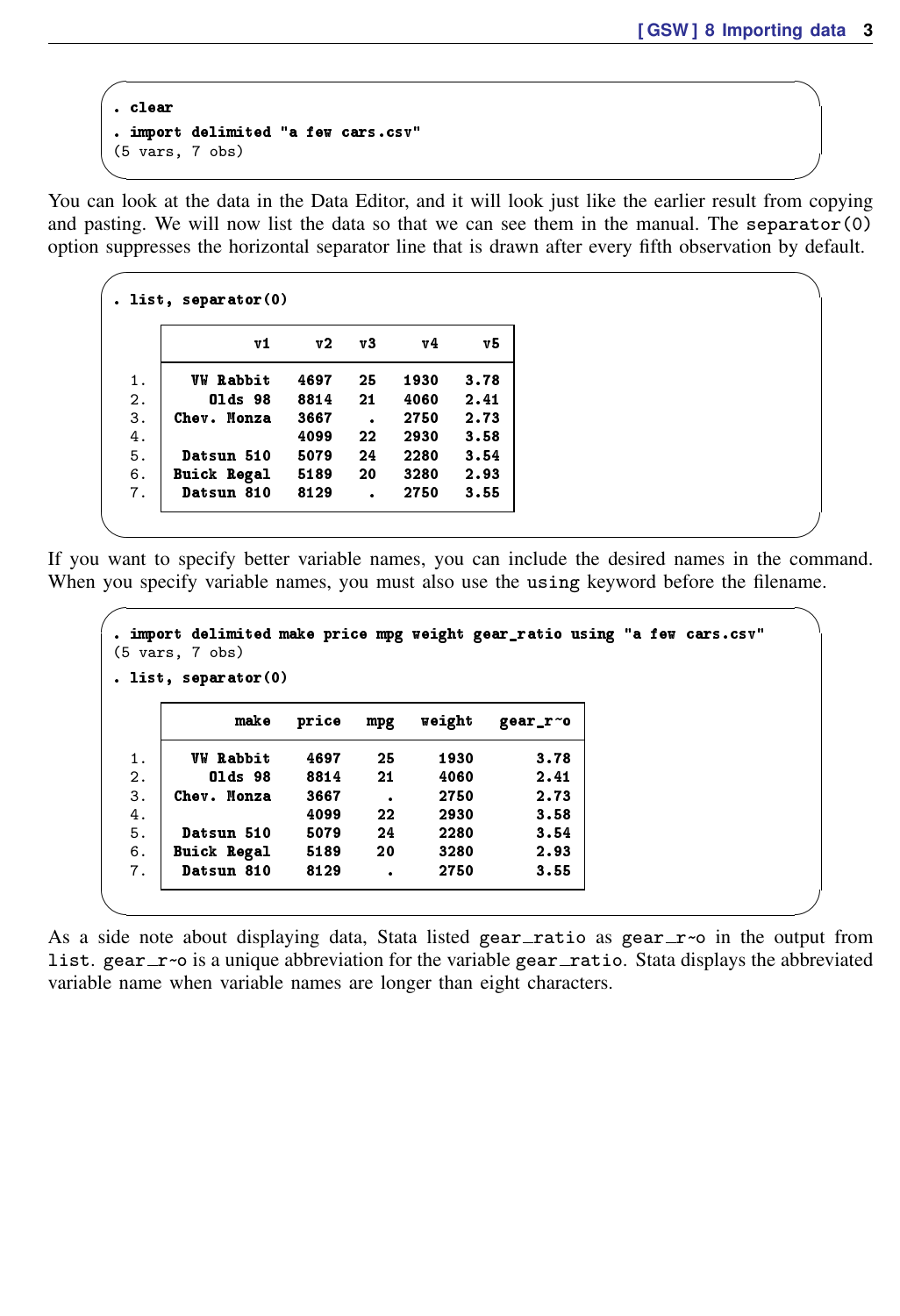```
. clear
. import delimited "a few cars.csv"
(5 vars, 7 obs)
```

You can look at the data in the Data Editor, and it will look just like the earlier result from copying and pasting. We will now list the data so that we can see them in the manual. The `separator(0)` option suppresses the horizontal separator line that is drawn after every fifth observation by default.

```
. list, separator(0)

     +-------------------------------------------+
     |          v1     v2   v3     v4       v5   |
     |-------------------------------------------|
  1. |   VW Rabbit   4697   25   1930     3.78   |
  2. |     Olds 98   8814   21   4060     2.41   |
  3. | Chev. Monza   3667    .   2750     2.73   |
  4. |               4099   22   2930     3.58   |
  5. |  Datsun 510   5079   24   2280     3.54   |
  6. | Buick Regal   5189   20   3280     2.93   |
  7. |  Datsun 810   8129    .   2750     3.55   |
     +-------------------------------------------+
```

If you want to specify better variable names, you can include the desired names in the command. When you specify variable names, you must also use the `using` keyword before the filename.

```
. import delimited make price mpg weight gear_ratio using "a few cars.csv"
(5 vars, 7 obs)

. list, separator(0)

     +----------------------------------------------------+
     |        make   price   mpg   weight   gear_r~o      |
     |----------------------------------------------------|
  1. |   VW Rabbit    4697    25     1930       3.78      |
  2. |     Olds 98    8814    21     4060       2.41      |
  3. | Chev. Monza    3667     .     2750       2.73      |
  4. |                4099    22     2930       3.58      |
  5. |  Datsun 510    5079    24     2280       3.54      |
  6. | Buick Regal    5189    20     3280       2.93      |
  7. |  Datsun 810    8129     .     2750       3.55      |
     +----------------------------------------------------+
```

As a side note about displaying data, Stata listed `gear_ratio` as `gear_r~o` in the output from `list`. `gear_r~o` is a unique abbreviation for the variable `gear_ratio`. Stata displays the abbreviated variable name when variable names are longer than eight characters.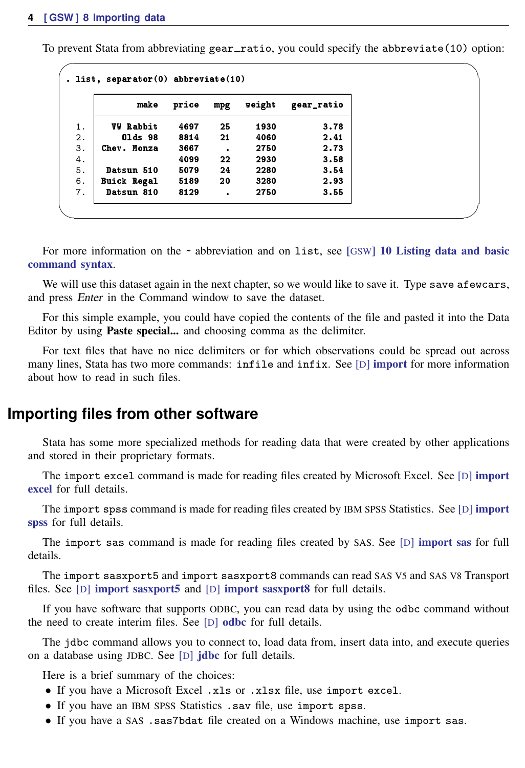To prevent Stata from abbreviating gear_ratio, you could specify the abbreviate(10) option:

```
. list, separator(0) abbreviate(10)

     +----------------------------------------------------+
     |        make   price   mpg   weight   gear_ratio   |
     |----------------------------------------------------|
  1. |   VW Rabbit    4697    25     1930         3.78   |
  2. |     Olds 98    8814    21     4060         2.41   |
  3. | Chev. Monza    3667     .     2750         2.73   |
  4. |                4099    22     2930         3.58   |
  5. |  Datsun 510    5079    24     2280         3.54   |
  6. | Buick Regal    5189    20     3280         2.93   |
  7. |  Datsun 810    8129     .     2750         3.55   |
     +----------------------------------------------------+
```

For more information on the ~ abbreviation and on list, see **[GSW] 10 Listing data and basic command syntax**.

We will use this dataset again in the next chapter, so we would like to save it. Type save afewcars, and press *Enter* in the Command window to save the dataset.

For this simple example, you could have copied the contents of the file and pasted it into the Data Editor by using **Paste special...** and choosing comma as the delimiter.

For text files that have no nice delimiters or for which observations could be spread out across many lines, Stata has two more commands: infile and infix. See [D] **import** for more information about how to read in such files.

## Importing files from other software

Stata has some more specialized methods for reading data that were created by other applications and stored in their proprietary formats.

The import excel command is made for reading files created by Microsoft Excel. See [D] **import excel** for full details.

The import spss command is made for reading files created by IBM SPSS Statistics. See [D] **import spss** for full details.

The import sas command is made for reading files created by SAS. See [D] **import sas** for full details.

The import sasxport5 and import sasxport8 commands can read SAS V5 and SAS V8 Transport files. See [D] **import sasxport5** and [D] **import sasxport8** for full details.

If you have software that supports ODBC, you can read data by using the odbc command without the need to create interim files. See [D] **odbc** for full details.

The jdbc command allows you to connect to, load data from, insert data into, and execute queries on a database using JDBC. See [D] **jdbc** for full details.

Here is a brief summary of the choices:

- If you have a Microsoft Excel .xls or .xlsx file, use import excel.
- If you have an IBM SPSS Statistics .sav file, use import spss.
- If you have a SAS .sas7bdat file created on a Windows machine, use import sas.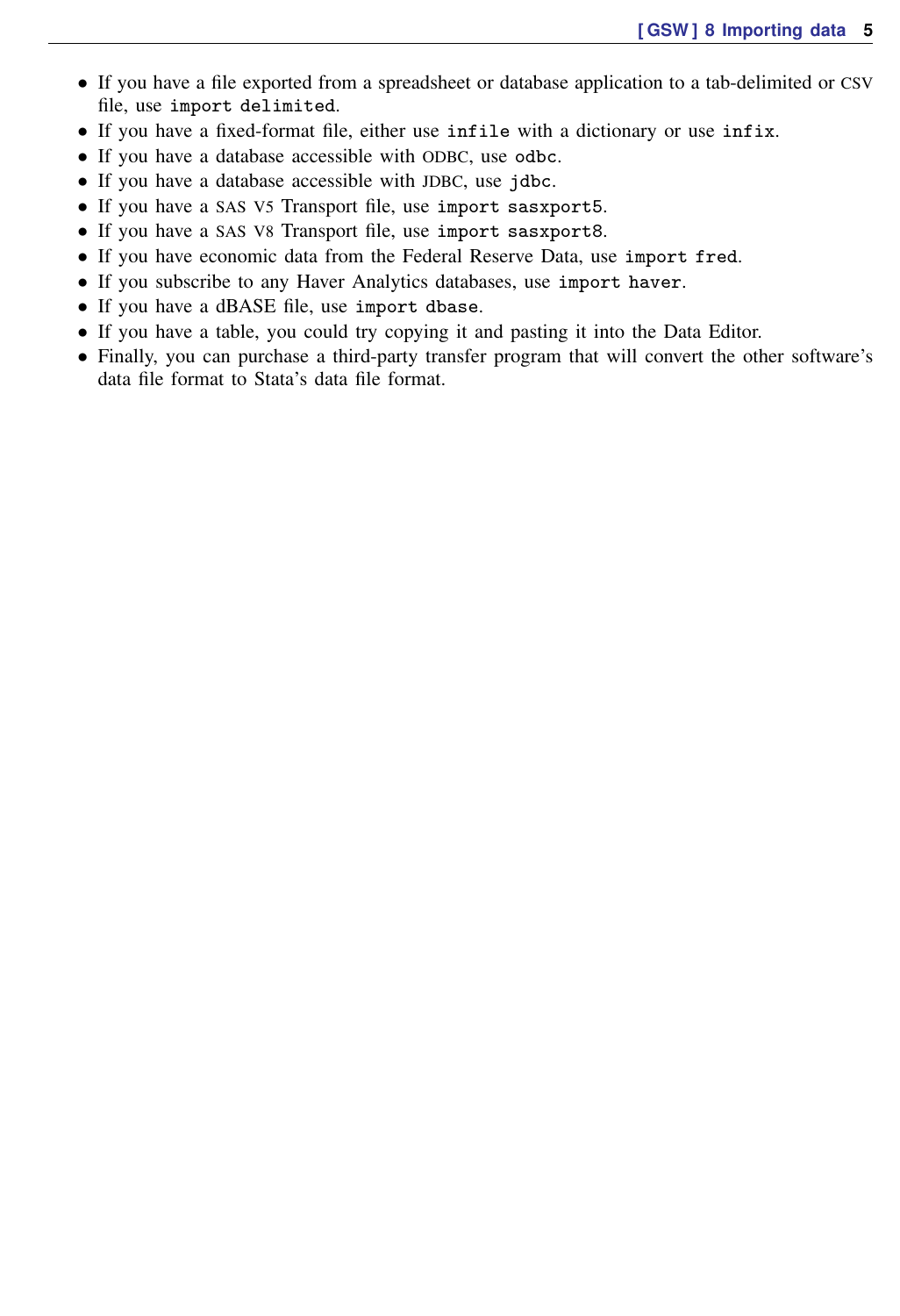- If you have a file exported from a spreadsheet or database application to a tab-delimited or CSV file, use `import delimited`.
- If you have a fixed-format file, either use `infile` with a dictionary or use `infix`.
- If you have a database accessible with ODBC, use `odbc`.
- If you have a database accessible with JDBC, use `jdbc`.
- If you have a SAS V5 Transport file, use `import sasxport5`.
- If you have a SAS V8 Transport file, use `import sasxport8`.
- If you have economic data from the Federal Reserve Data, use `import fred`.
- If you subscribe to any Haver Analytics databases, use `import haver`.
- If you have a dBASE file, use `import dbase`.
- If you have a table, you could try copying it and pasting it into the Data Editor.
- Finally, you can purchase a third-party transfer program that will convert the other software's data file format to Stata's data file format.